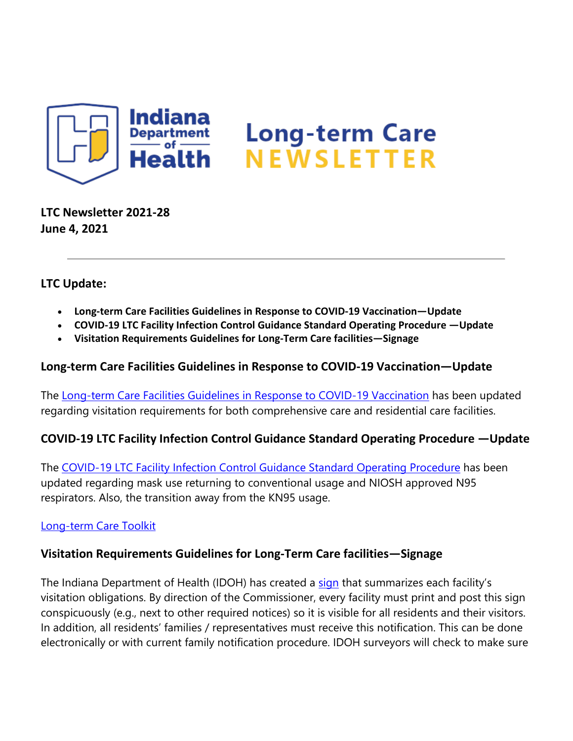# Indiana Department of Health Long-term Care NEWSLETTER

**LTC Newsletter 2021-28**
**June 4, 2021**

---

## LTC Update:

- **Long-term Care Facilities Guidelines in Response to COVID-19 Vaccination—Update**
- **COVID-19 LTC Facility Infection Control Guidance Standard Operating Procedure —Update**
- **Visitation Requirements Guidelines for Long-Term Care facilities—Signage**

### Long-term Care Facilities Guidelines in Response to COVID-19 Vaccination—Update

The Long-term Care Facilities Guidelines in Response to COVID-19 Vaccination has been updated regarding visitation requirements for both comprehensive care and residential care facilities.

### COVID-19 LTC Facility Infection Control Guidance Standard Operating Procedure —Update

The COVID-19 LTC Facility Infection Control Guidance Standard Operating Procedure has been updated regarding mask use returning to conventional usage and NIOSH approved N95 respirators. Also, the transition away from the KN95 usage.

Long-term Care Toolkit

### Visitation Requirements Guidelines for Long-Term Care facilities—Signage

The Indiana Department of Health (IDOH) has created a sign that summarizes each facility's visitation obligations. By direction of the Commissioner, every facility must print and post this sign conspicuously (e.g., next to other required notices) so it is visible for all residents and their visitors. In addition, all residents' families / representatives must receive this notification. This can be done electronically or with current family notification procedure. IDOH surveyors will check to make sure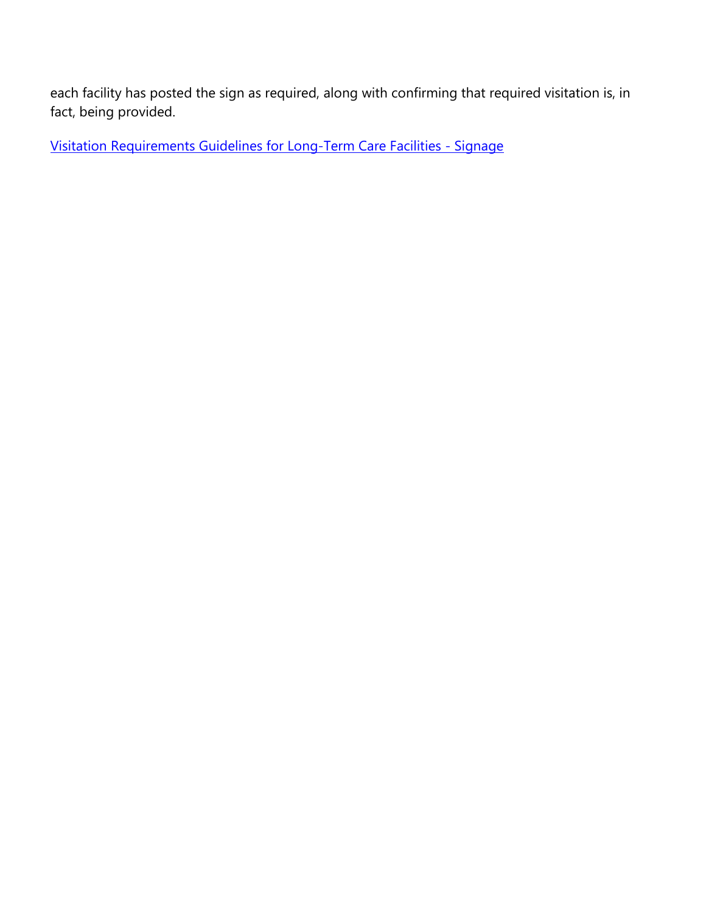each facility has posted the sign as required, along with confirming that required visitation is, in fact, being provided.

Visitation Requirements Guidelines for Long-Term Care Facilities - Signage